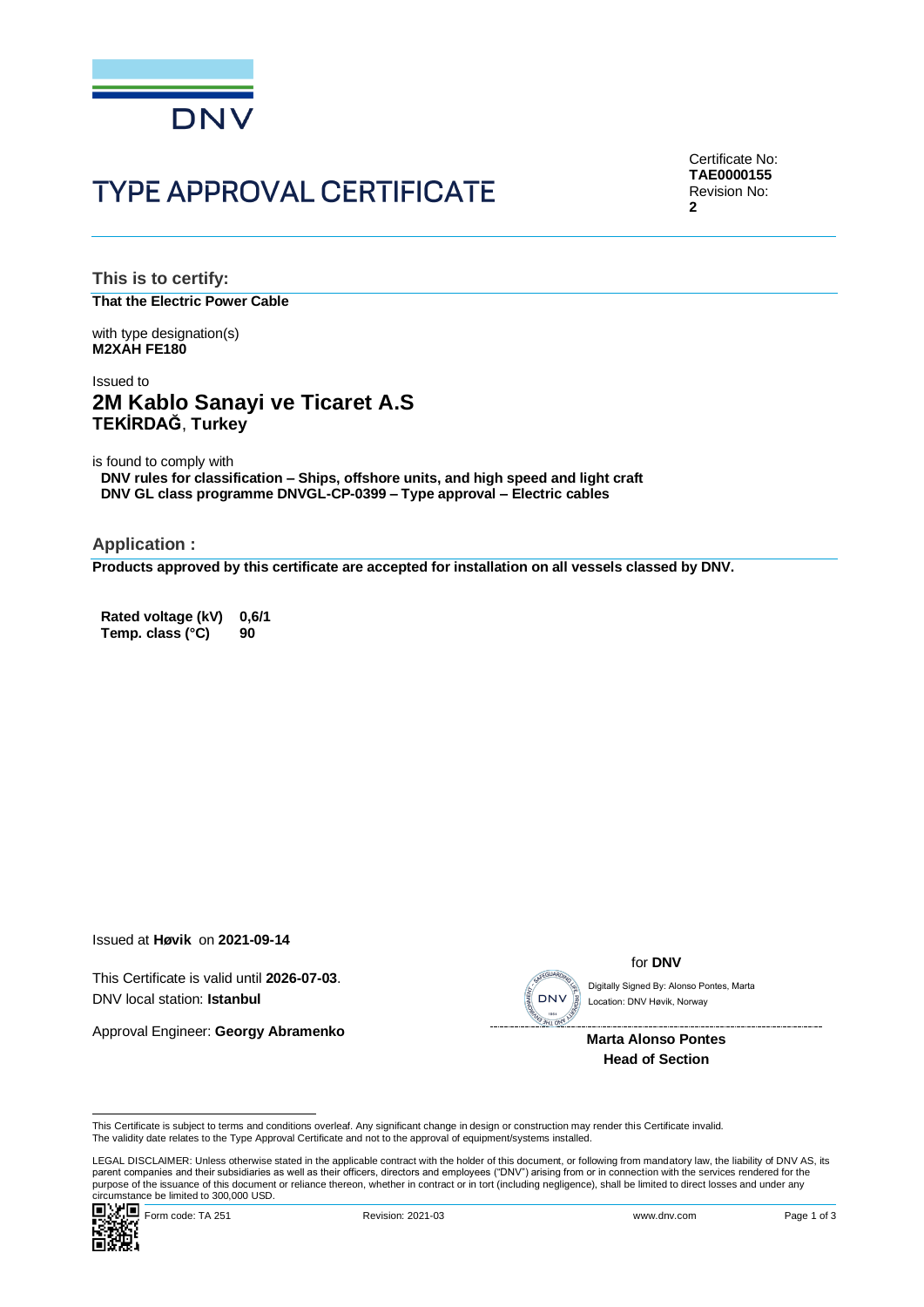DNV

# TYPE APPROVAL CERTIFICATE

Certificate No:
**TAE0000155**
Revision No:
**2**

## This is to certify:

**That the Electric Power Cable**

with type designation(s)
**M2XAH FE180**

Issued to
## 2M Kablo Sanayi ve Ticaret A.S
**TEKİRDAĞ**, **Turkey**

is found to comply with
**DNV rules for classification – Ships, offshore units, and high speed and light craft**
**DNV GL class programme DNVGL-CP-0399 – Type approval – Electric cables**

## Application :

**Products approved by this certificate are accepted for installation on all vessels classed by DNV.**

| | |
|---|---|
| **Rated voltage (kV)** | **0,6/1** |
| **Temp. class (°C)** | **90** |

Issued at **Høvik** on **2021-09-14**

This Certificate is valid until **2026-07-03**.
DNV local station: **Istanbul**

Approval Engineer: **Georgy Abramenko**

for **DNV**

Digitally Signed By: Alonso Pontes, Marta
Location: DNV Høvik, Norway

**Marta Alonso Pontes**
**Head of Section**

This Certificate is subject to terms and conditions overleaf. Any significant change in design or construction may render this Certificate invalid.
The validity date relates to the Type Approval Certificate and not to the approval of equipment/systems installed.

LEGAL DISCLAIMER: Unless otherwise stated in the applicable contract with the holder of this document, or following from mandatory law, the liability of DNV AS, its parent companies and their subsidiaries as well as their officers, directors and employees ("DNV") arising from or in connection with the services rendered for the purpose of the issuance of this document or reliance thereon, whether in contract or in tort (including negligence), shall be limited to direct losses and under any circumstance be limited to 300,000 USD.

Form code: TA 251 Revision: 2021-03 www.dnv.com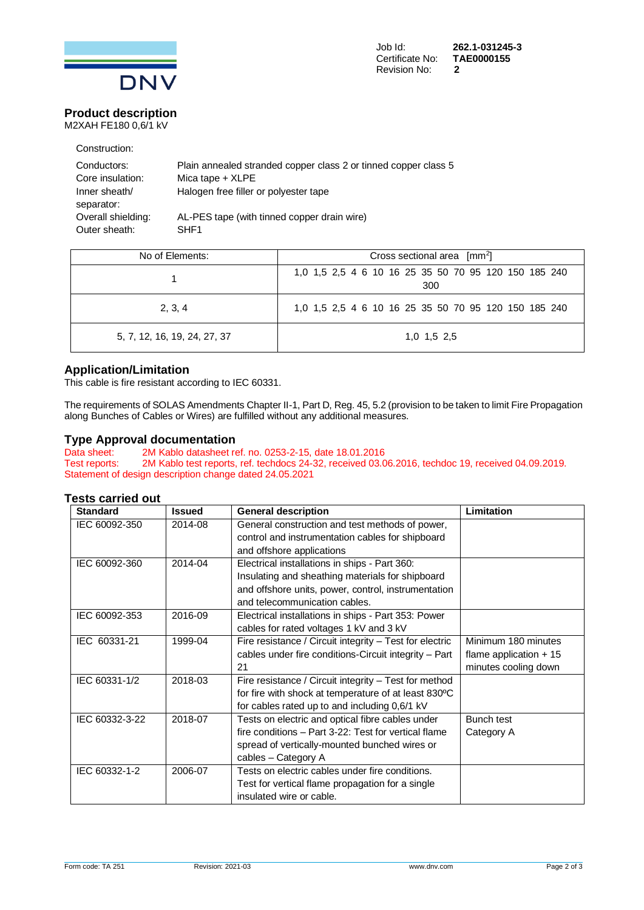Job Id: **262.1-031245-3**
Certificate No: **TAE0000155**
Revision No: **2**

## Product description

M2XAH FE180 0,6/1 kV

Construction:

| | |
|---|---|
| Conductors: | Plain annealed stranded copper class 2 or tinned copper class 5 |
| Core insulation: | Mica tape + XLPE |
| Inner sheath/ separator: | Halogen free filler or polyester tape |
| Overall shielding: | AL-PES tape (with tinned copper drain wire) |
| Outer sheath: | SHF1 |

| No of Elements: | Cross sectional area [$mm^2$] |
|---|---|
| 1 | 1,0 1,5 2,5 4 6 10 16 25 35 50 70 95 120 150 185 240 300 |
| 2, 3, 4 | 1,0 1,5 2,5 4 6 10 16 25 35 50 70 95 120 150 185 240 |
| 5, 7, 12, 16, 19, 24, 27, 37 | 1,0 1,5 2,5 |

## Application/Limitation

This cable is fire resistant according to IEC 60331.

The requirements of SOLAS Amendments Chapter II-1, Part D, Reg. 45, 5.2 (provision to be taken to limit Fire Propagation along Bunches of Cables or Wires) are fulfilled without any additional measures.

## Type Approval documentation

Data sheet: 2M Kablo datasheet ref. no. 0253-2-15, date 18.01.2016
Test reports: 2M Kablo test reports, ref. techdocs 24-32, received 03.06.2016, techdoc 19, received 04.09.2019.
Statement of design description change dated 24.05.2021

## Tests carried out

| Standard | Issued | General description | Limitation |
|---|---|---|---|
| IEC 60092-350 | 2014-08 | General construction and test methods of power, control and instrumentation cables for shipboard and offshore applications | |
| IEC 60092-360 | 2014-04 | Electrical installations in ships - Part 360: Insulating and sheathing materials for shipboard and offshore units, power, control, instrumentation and telecommunication cables. | |
| IEC 60092-353 | 2016-09 | Electrical installations in ships - Part 353: Power cables for rated voltages 1 kV and 3 kV | |
| IEC 60331-21 | 1999-04 | Fire resistance / Circuit integrity – Test for electric cables under fire conditions-Circuit integrity – Part 21 | Minimum 180 minutes flame application + 15 minutes cooling down |
| IEC 60331-1/2 | 2018-03 | Fire resistance / Circuit integrity – Test for method for fire with shock at temperature of at least 830ºC for cables rated up to and including 0,6/1 kV | |
| IEC 60332-3-22 | 2018-07 | Tests on electric and optical fibre cables under fire conditions – Part 3-22: Test for vertical flame spread of vertically-mounted bunched wires or cables – Category A | Bunch test Category A |
| IEC 60332-1-2 | 2006-07 | Tests on electric cables under fire conditions. Test for vertical flame propagation for a single insulated wire or cable. | |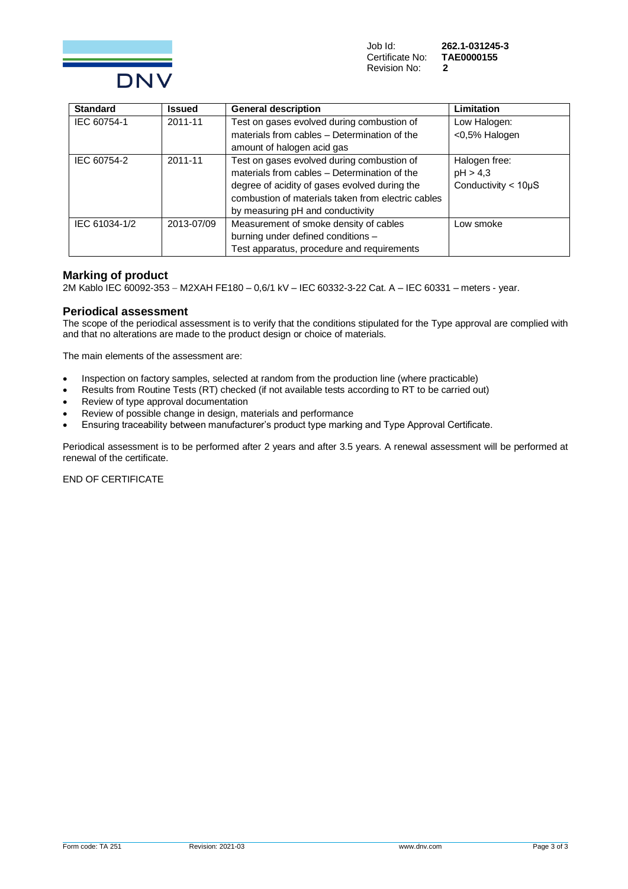Job Id: **262.1-031245-3**
Certificate No: **TAE0000155**
Revision No: **2**

| Standard | Issued | General description | Limitation |
|---|---|---|---|
| IEC 60754-1 | 2011-11 | Test on gases evolved during combustion of materials from cables – Determination of the amount of halogen acid gas | Low Halogen: <0,5% Halogen |
| IEC 60754-2 | 2011-11 | Test on gases evolved during combustion of materials from cables – Determination of the degree of acidity of gases evolved during the combustion of materials taken from electric cables by measuring pH and conductivity | Halogen free: pH > 4,3 Conductivity < 10µS |
| IEC 61034-1/2 | 2013-07/09 | Measurement of smoke density of cables burning under defined conditions – Test apparatus, procedure and requirements | Low smoke |

## Marking of product

2M Kablo IEC 60092-353 – M2XAH FE180 – 0,6/1 kV – IEC 60332-3-22 Cat. A – IEC 60331 – meters - year.

## Periodical assessment

The scope of the periodical assessment is to verify that the conditions stipulated for the Type approval are complied with and that no alterations are made to the product design or choice of materials.

The main elements of the assessment are:

- Inspection on factory samples, selected at random from the production line (where practicable)
- Results from Routine Tests (RT) checked (if not available tests according to RT to be carried out)
- Review of type approval documentation
- Review of possible change in design, materials and performance
- Ensuring traceability between manufacturer's product type marking and Type Approval Certificate.

Periodical assessment is to be performed after 2 years and after 3.5 years. A renewal assessment will be performed at renewal of the certificate.

END OF CERTIFICATE